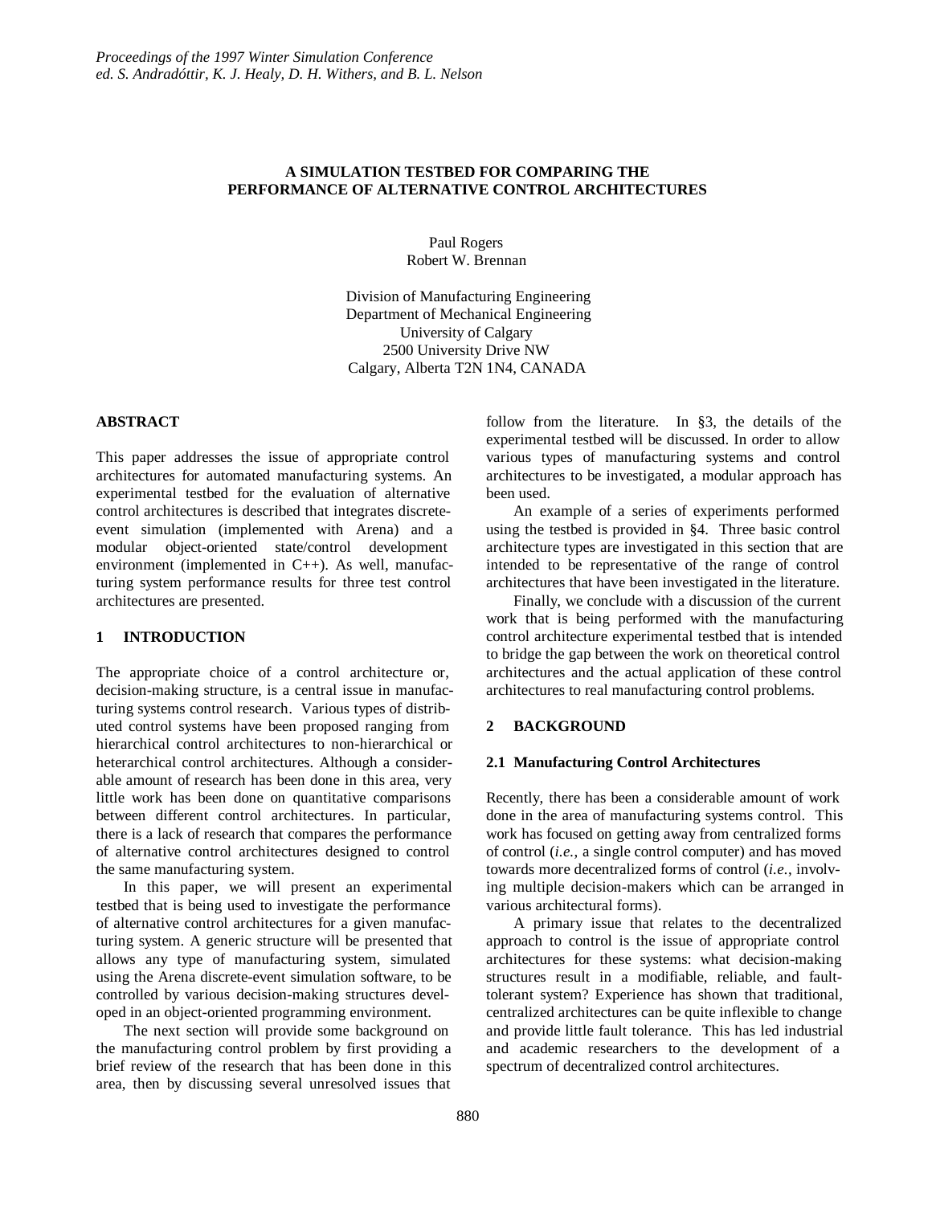*Proceedings of the 1997 Winter Simulation Conference*
*ed. S. Andradóttir, K. J. Healy, D. H. Withers, and B. L. Nelson*

# A SIMULATION TESTBED FOR COMPARING THE PERFORMANCE OF ALTERNATIVE CONTROL ARCHITECTURES

Paul Rogers
Robert W. Brennan

Division of Manufacturing Engineering
Department of Mechanical Engineering
University of Calgary
2500 University Drive NW
Calgary, Alberta T2N 1N4, CANADA

## ABSTRACT

This paper addresses the issue of appropriate control architectures for automated manufacturing systems. An experimental testbed for the evaluation of alternative control architectures is described that integrates discrete-event simulation (implemented with Arena) and a modular object-oriented state/control development environment (implemented in C++). As well, manufacturing system performance results for three test control architectures are presented.

## 1 INTRODUCTION

The appropriate choice of a control architecture or, decision-making structure, is a central issue in manufacturing systems control research. Various types of distributed control systems have been proposed ranging from hierarchical control architectures to non-hierarchical or heterarchical control architectures. Although a considerable amount of research has been done in this area, very little work has been done on quantitative comparisons between different control architectures. In particular, there is a lack of research that compares the performance of alternative control architectures designed to control the same manufacturing system.

In this paper, we will present an experimental testbed that is being used to investigate the performance of alternative control architectures for a given manufacturing system. A generic structure will be presented that allows any type of manufacturing system, simulated using the Arena discrete-event simulation software, to be controlled by various decision-making structures developed in an object-oriented programming environment.

The next section will provide some background on the manufacturing control problem by first providing a brief review of the research that has been done in this area, then by discussing several unresolved issues that follow from the literature. In §3, the details of the experimental testbed will be discussed. In order to allow various types of manufacturing systems and control architectures to be investigated, a modular approach has been used.

An example of a series of experiments performed using the testbed is provided in §4. Three basic control architecture types are investigated in this section that are intended to be representative of the range of control architectures that have been investigated in the literature.

Finally, we conclude with a discussion of the current work that is being performed with the manufacturing control architecture experimental testbed that is intended to bridge the gap between the work on theoretical control architectures and the actual application of these control architectures to real manufacturing control problems.

## 2 BACKGROUND

### 2.1 Manufacturing Control Architectures

Recently, there has been a considerable amount of work done in the area of manufacturing systems control. This work has focused on getting away from centralized forms of control (*i.e.*, a single control computer) and has moved towards more decentralized forms of control (*i.e.*, involving multiple decision-makers which can be arranged in various architectural forms).

A primary issue that relates to the decentralized approach to control is the issue of appropriate control architectures for these systems: what decision-making structures result in a modifiable, reliable, and fault-tolerant system? Experience has shown that traditional, centralized architectures can be quite inflexible to change and provide little fault tolerance. This has led industrial and academic researchers to the development of a spectrum of decentralized control architectures.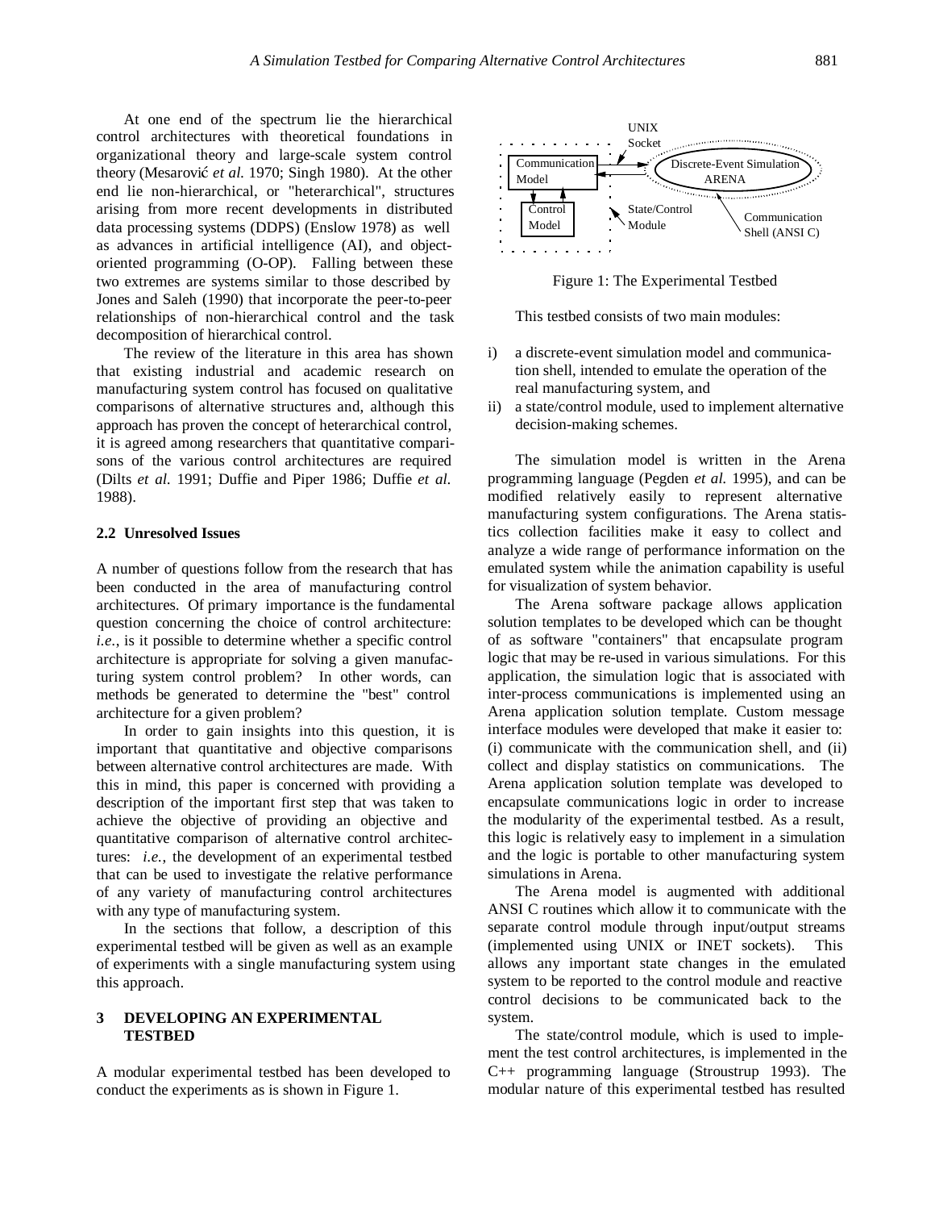At one end of the spectrum lie the hierarchical control architectures with theoretical foundations in organizational theory and large-scale system control theory (Mesarović *et al.* 1970; Singh 1980). At the other end lie non-hierarchical, or "heterarchical", structures arising from more recent developments in distributed data processing systems (DDPS) (Enslow 1978) as well as advances in artificial intelligence (AI), and object-oriented programming (O-OP). Falling between these two extremes are systems similar to those described by Jones and Saleh (1990) that incorporate the peer-to-peer relationships of non-hierarchical control and the task decomposition of hierarchical control.

The review of the literature in this area has shown that existing industrial and academic research on manufacturing system control has focused on qualitative comparisons of alternative structures and, although this approach has proven the concept of heterarchical control, it is agreed among researchers that quantitative comparisons of the various control architectures are required (Dilts *et al.* 1991; Duffie and Piper 1986; Duffie *et al.* 1988).

### 2.2 Unresolved Issues

A number of questions follow from the research that has been conducted in the area of manufacturing control architectures. Of primary importance is the fundamental question concerning the choice of control architecture: *i.e.*, is it possible to determine whether a specific control architecture is appropriate for solving a given manufacturing system control problem? In other words, can methods be generated to determine the "best" control architecture for a given problem?

In order to gain insights into this question, it is important that quantitative and objective comparisons between alternative control architectures are made. With this in mind, this paper is concerned with providing a description of the important first step that was taken to achieve the objective of providing an objective and quantitative comparison of alternative control architectures: *i.e.*, the development of an experimental testbed that can be used to investigate the relative performance of any variety of manufacturing control architectures with any type of manufacturing system.

In the sections that follow, a description of this experimental testbed will be given as well as an example of experiments with a single manufacturing system using this approach.

## 3 DEVELOPING AN EXPERIMENTAL TESTBED

A modular experimental testbed has been developed to conduct the experiments as is shown in Figure 1.

UNIX Socket
Communication Model
Control Model
Discrete-Event Simulation ARENA
State/Control Module
Communication Shell (ANSI C)

Figure 1: The Experimental Testbed

This testbed consists of two main modules:

i) a discrete-event simulation model and communication shell, intended to emulate the operation of the real manufacturing system, and
ii) a state/control module, used to implement alternative decision-making schemes.

The simulation model is written in the Arena programming language (Pegden *et al.* 1995), and can be modified relatively easily to represent alternative manufacturing system configurations. The Arena statistics collection facilities make it easy to collect and analyze a wide range of performance information on the emulated system while the animation capability is useful for visualization of system behavior.

The Arena software package allows application solution templates to be developed which can be thought of as software "containers" that encapsulate program logic that may be re-used in various simulations. For this application, the simulation logic that is associated with inter-process communications is implemented using an Arena application solution template. Custom message interface modules were developed that make it easier to: (i) communicate with the communication shell, and (ii) collect and display statistics on communications. The Arena application solution template was developed to encapsulate communications logic in order to increase the modularity of the experimental testbed. As a result, this logic is relatively easy to implement in a simulation and the logic is portable to other manufacturing system simulations in Arena.

The Arena model is augmented with additional ANSI C routines which allow it to communicate with the separate control module through input/output streams (implemented using UNIX or INET sockets). This allows any important state changes in the emulated system to be reported to the control module and reactive control decisions to be communicated back to the system.

The state/control module, which is used to implement the test control architectures, is implemented in the C++ programming language (Stroustrup 1993). The modular nature of this experimental testbed has resulted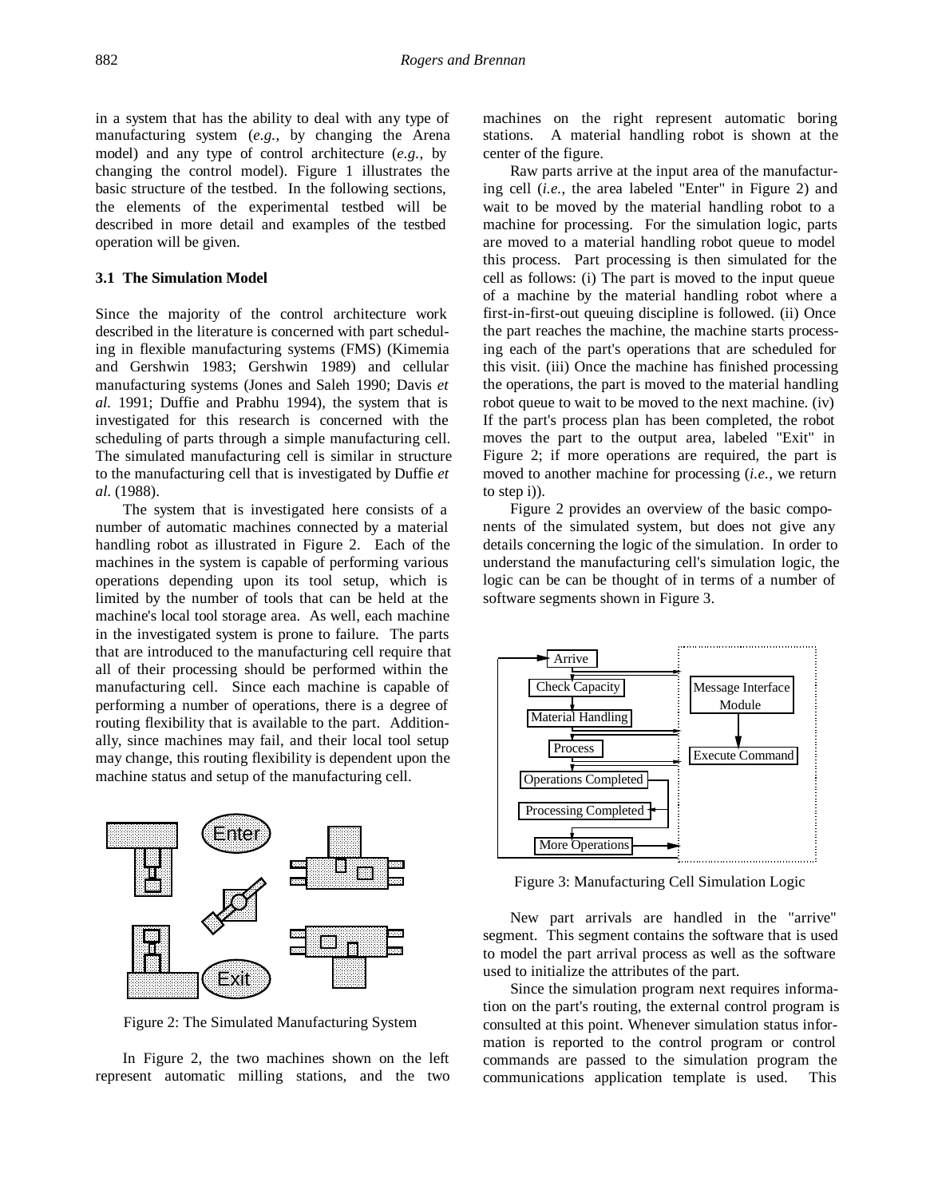in a system that has the ability to deal with any type of manufacturing system (*e.g.*, by changing the Arena model) and any type of control architecture (*e.g.*, by changing the control model). Figure 1 illustrates the basic structure of the testbed. In the following sections, the elements of the experimental testbed will be described in more detail and examples of the testbed operation will be given.

### 3.1 The Simulation Model

Since the majority of the control architecture work described in the literature is concerned with part scheduling in flexible manufacturing systems (FMS) (Kimemia and Gershwin 1983; Gershwin 1989) and cellular manufacturing systems (Jones and Saleh 1990; Davis *et al.* 1991; Duffie and Prabhu 1994), the system that is investigated for this research is concerned with the scheduling of parts through a simple manufacturing cell. The simulated manufacturing cell is similar in structure to the manufacturing cell that is investigated by Duffie *et al.* (1988).

The system that is investigated here consists of a number of automatic machines connected by a material handling robot as illustrated in Figure 2. Each of the machines in the system is capable of performing various operations depending upon its tool setup, which is limited by the number of tools that can be held at the machine's local tool storage area. As well, each machine in the investigated system is prone to failure. The parts that are introduced to the manufacturing cell require that all of their processing should be performed within the manufacturing cell. Since each machine is capable of performing a number of operations, there is a degree of routing flexibility that is available to the part. Additionally, since machines may fail, and their local tool setup may change, this routing flexibility is dependent upon the machine status and setup of the manufacturing cell.

Enter

Exit

Figure 2: The Simulated Manufacturing System

In Figure 2, the two machines shown on the left represent automatic milling stations, and the two machines on the right represent automatic boring stations. A material handling robot is shown at the center of the figure.

Raw parts arrive at the input area of the manufacturing cell (*i.e.*, the area labeled "Enter" in Figure 2) and wait to be moved by the material handling robot to a machine for processing. For the simulation logic, parts are moved to a material handling robot queue to model this process. Part processing is then simulated for the cell as follows: (i) The part is moved to the input queue of a machine by the material handling robot where a first-in-first-out queuing discipline is followed. (ii) Once the part reaches the machine, the machine starts processing each of the part's operations that are scheduled for this visit. (iii) Once the machine has finished processing the operations, the part is moved to the material handling robot queue to wait to be moved to the next machine. (iv) If the part's process plan has been completed, the robot moves the part to the output area, labeled "Exit" in Figure 2; if more operations are required, the part is moved to another machine for processing (*i.e.*, we return to step i)).

Figure 2 provides an overview of the basic components of the simulated system, but does not give any details concerning the logic of the simulation. In order to understand the manufacturing cell's simulation logic, the logic can be can be thought of in terms of a number of software segments shown in Figure 3.

Arrive

Check Capacity

Material Handling

Process

Operations Completed

Processing Completed

More Operations

Message Interface Module

Execute Command

Figure 3: Manufacturing Cell Simulation Logic

New part arrivals are handled in the "arrive" segment. This segment contains the software that is used to model the part arrival process as well as the software used to initialize the attributes of the part.

Since the simulation program next requires information on the part's routing, the external control program is consulted at this point. Whenever simulation status information is reported to the control program or control commands are passed to the simulation program the communications application template is used. This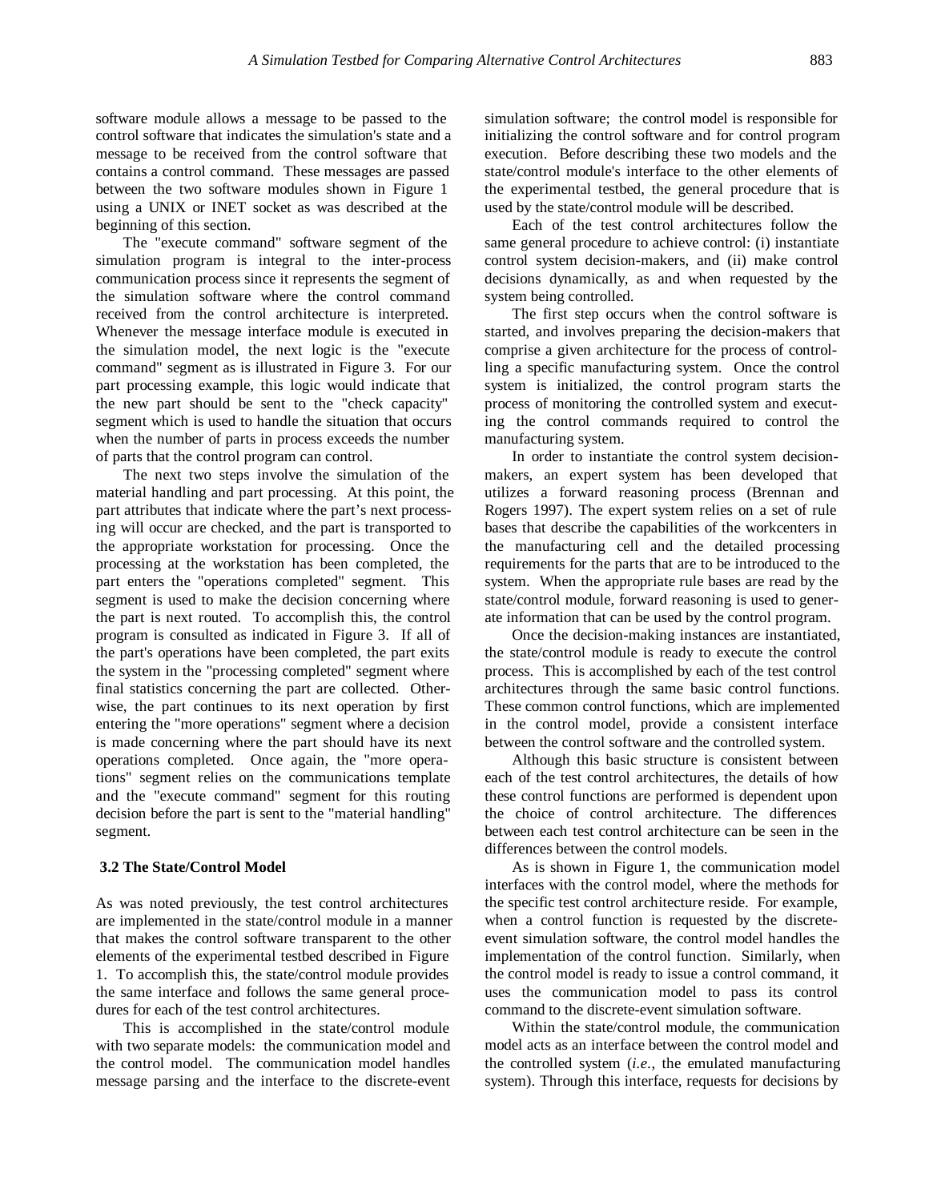software module allows a message to be passed to the control software that indicates the simulation's state and a message to be received from the control software that contains a control command. These messages are passed between the two software modules shown in Figure 1 using a UNIX or INET socket as was described at the beginning of this section.

The "execute command" software segment of the simulation program is integral to the inter-process communication process since it represents the segment of the simulation software where the control command received from the control architecture is interpreted. Whenever the message interface module is executed in the simulation model, the next logic is the "execute command" segment as is illustrated in Figure 3. For our part processing example, this logic would indicate that the new part should be sent to the "check capacity" segment which is used to handle the situation that occurs when the number of parts in process exceeds the number of parts that the control program can control.

The next two steps involve the simulation of the material handling and part processing. At this point, the part attributes that indicate where the part's next processing will occur are checked, and the part is transported to the appropriate workstation for processing. Once the processing at the workstation has been completed, the part enters the "operations completed" segment. This segment is used to make the decision concerning where the part is next routed. To accomplish this, the control program is consulted as indicated in Figure 3. If all of the part's operations have been completed, the part exits the system in the "processing completed" segment where final statistics concerning the part are collected. Otherwise, the part continues to its next operation by first entering the "more operations" segment where a decision is made concerning where the part should have its next operations completed. Once again, the "more operations" segment relies on the communications template and the "execute command" segment for this routing decision before the part is sent to the "material handling" segment.

### 3.2 The State/Control Model

As was noted previously, the test control architectures are implemented in the state/control module in a manner that makes the control software transparent to the other elements of the experimental testbed described in Figure 1. To accomplish this, the state/control module provides the same interface and follows the same general procedures for each of the test control architectures.

This is accomplished in the state/control module with two separate models: the communication model and the control model. The communication model handles message parsing and the interface to the discrete-event simulation software; the control model is responsible for initializing the control software and for control program execution. Before describing these two models and the state/control module's interface to the other elements of the experimental testbed, the general procedure that is used by the state/control module will be described.

Each of the test control architectures follow the same general procedure to achieve control: (i) instantiate control system decision-makers, and (ii) make control decisions dynamically, as and when requested by the system being controlled.

The first step occurs when the control software is started, and involves preparing the decision-makers that comprise a given architecture for the process of controlling a specific manufacturing system. Once the control system is initialized, the control program starts the process of monitoring the controlled system and executing the control commands required to control the manufacturing system.

In order to instantiate the control system decision-makers, an expert system has been developed that utilizes a forward reasoning process (Brennan and Rogers 1997). The expert system relies on a set of rule bases that describe the capabilities of the workcenters in the manufacturing cell and the detailed processing requirements for the parts that are to be introduced to the system. When the appropriate rule bases are read by the state/control module, forward reasoning is used to generate information that can be used by the control program.

Once the decision-making instances are instantiated, the state/control module is ready to execute the control process. This is accomplished by each of the test control architectures through the same basic control functions. These common control functions, which are implemented in the control model, provide a consistent interface between the control software and the controlled system.

Although this basic structure is consistent between each of the test control architectures, the details of how these control functions are performed is dependent upon the choice of control architecture. The differences between each test control architecture can be seen in the differences between the control models.

As is shown in Figure 1, the communication model interfaces with the control model, where the methods for the specific test control architecture reside. For example, when a control function is requested by the discrete-event simulation software, the control model handles the implementation of the control function. Similarly, when the control model is ready to issue a control command, it uses the communication model to pass its control command to the discrete-event simulation software.

Within the state/control module, the communication model acts as an interface between the control model and the controlled system (*i.e.*, the emulated manufacturing system). Through this interface, requests for decisions by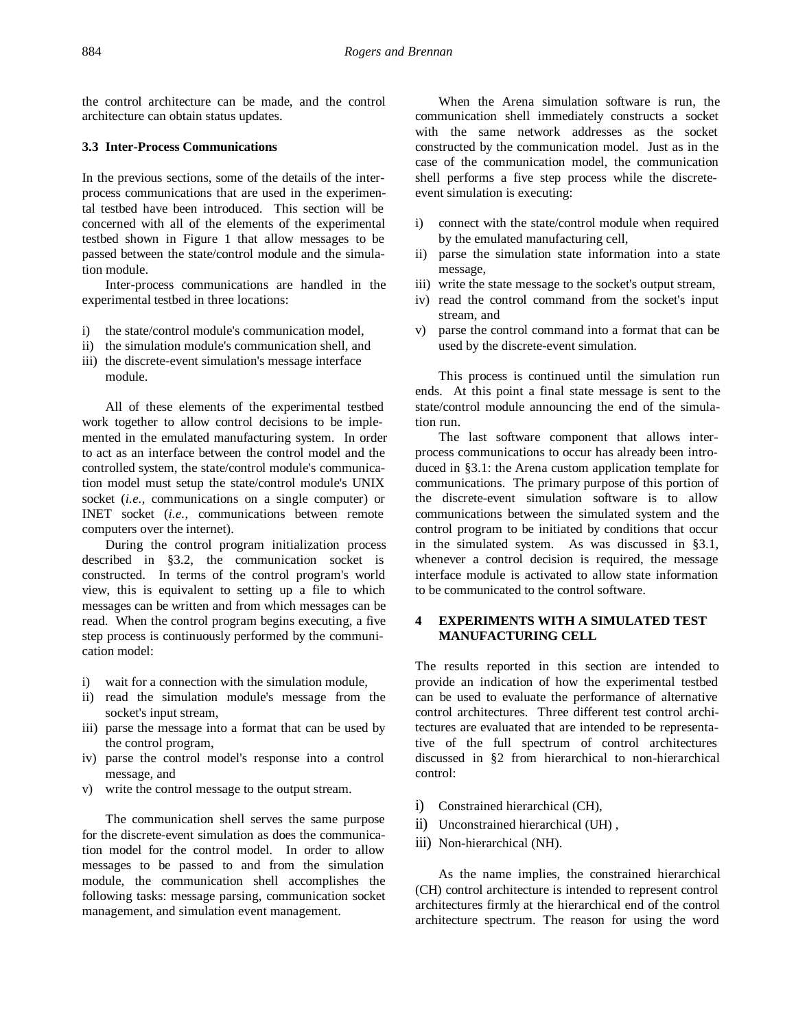the control architecture can be made, and the control architecture can obtain status updates.

### 3.3 Inter-Process Communications

In the previous sections, some of the details of the inter-process communications that are used in the experimental testbed have been introduced. This section will be concerned with all of the elements of the experimental testbed shown in Figure 1 that allow messages to be passed between the state/control module and the simulation module.

Inter-process communications are handled in the experimental testbed in three locations:

i) the state/control module's communication model,
ii) the simulation module's communication shell, and
iii) the discrete-event simulation's message interface module.

All of these elements of the experimental testbed work together to allow control decisions to be implemented in the emulated manufacturing system. In order to act as an interface between the control model and the controlled system, the state/control module's communication model must setup the state/control module's UNIX socket (*i.e.*, communications on a single computer) or INET socket (*i.e.*, communications between remote computers over the internet).

During the control program initialization process described in §3.2, the communication socket is constructed. In terms of the control program's world view, this is equivalent to setting up a file to which messages can be written and from which messages can be read. When the control program begins executing, a five step process is continuously performed by the communication model:

i) wait for a connection with the simulation module,
ii) read the simulation module's message from the socket's input stream,
iii) parse the message into a format that can be used by the control program,
iv) parse the control model's response into a control message, and
v) write the control message to the output stream.

The communication shell serves the same purpose for the discrete-event simulation as does the communication model for the control model. In order to allow messages to be passed to and from the simulation module, the communication shell accomplishes the following tasks: message parsing, communication socket management, and simulation event management.

When the Arena simulation software is run, the communication shell immediately constructs a socket with the same network addresses as the socket constructed by the communication model. Just as in the case of the communication model, the communication shell performs a five step process while the discrete-event simulation is executing:

i) connect with the state/control module when required by the emulated manufacturing cell,
ii) parse the simulation state information into a state message,
iii) write the state message to the socket's output stream,
iv) read the control command from the socket's input stream, and
v) parse the control command into a format that can be used by the discrete-event simulation.

This process is continued until the simulation run ends. At this point a final state message is sent to the state/control module announcing the end of the simulation run.

The last software component that allows inter-process communications to occur has already been introduced in §3.1: the Arena custom application template for communications. The primary purpose of this portion of the discrete-event simulation software is to allow communications between the simulated system and the control program to be initiated by conditions that occur in the simulated system. As was discussed in §3.1, whenever a control decision is required, the message interface module is activated to allow state information to be communicated to the control software.

## 4 EXPERIMENTS WITH A SIMULATED TEST MANUFACTURING CELL

The results reported in this section are intended to provide an indication of how the experimental testbed can be used to evaluate the performance of alternative control architectures. Three different test control architectures are evaluated that are intended to be representative of the full spectrum of control architectures discussed in §2 from hierarchical to non-hierarchical control:

i) Constrained hierarchical (CH),
ii) Unconstrained hierarchical (UH) ,
iii) Non-hierarchical (NH).

As the name implies, the constrained hierarchical (CH) control architecture is intended to represent control architectures firmly at the hierarchical end of the control architecture spectrum. The reason for using the word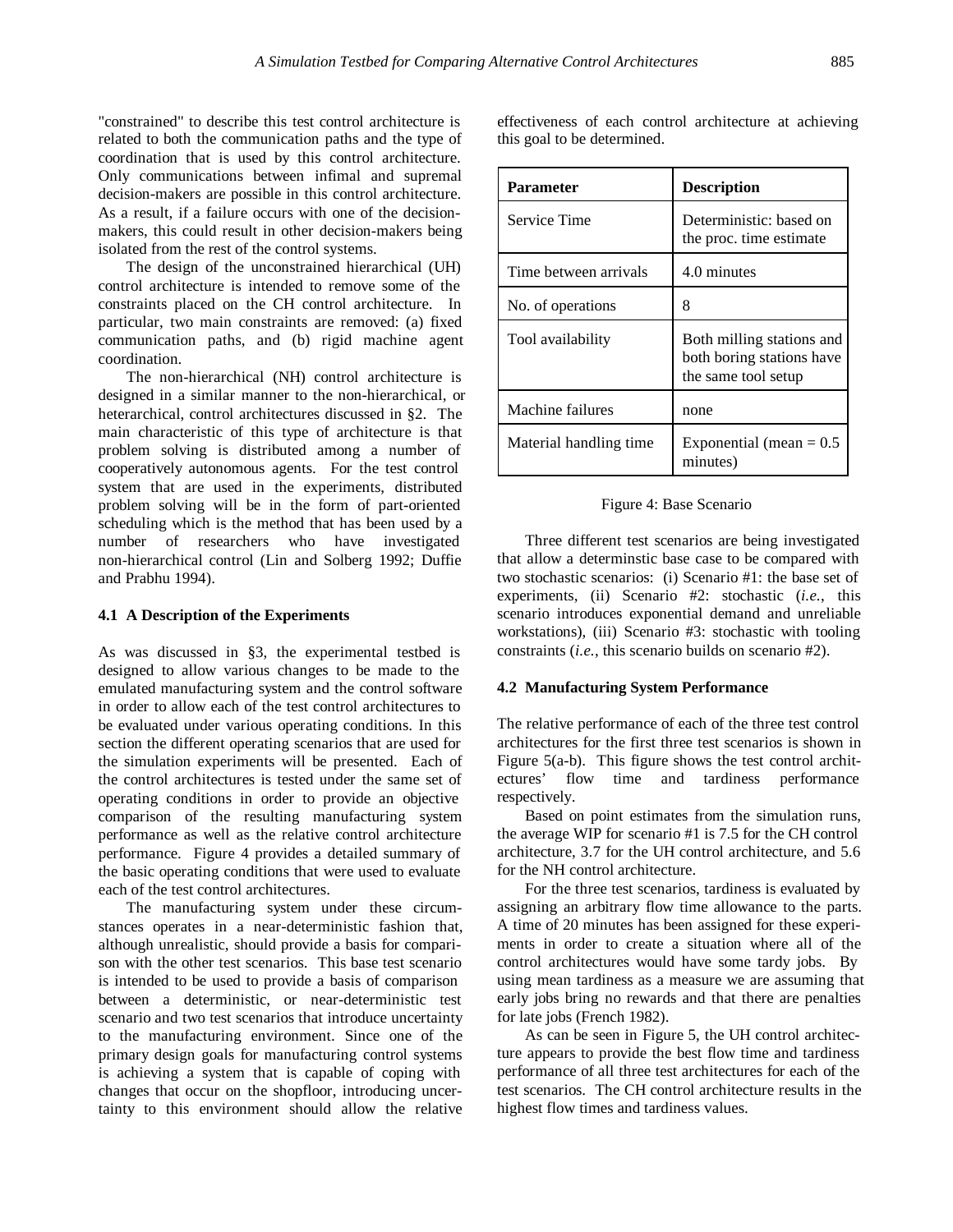"constrained" to describe this test control architecture is related to both the communication paths and the type of coordination that is used by this control architecture. Only communications between infimal and supremal decision-makers are possible in this control architecture. As a result, if a failure occurs with one of the decision-makers, this could result in other decision-makers being isolated from the rest of the control systems.

The design of the unconstrained hierarchical (UH) control architecture is intended to remove some of the constraints placed on the CH control architecture. In particular, two main constraints are removed: (a) fixed communication paths, and (b) rigid machine agent coordination.

The non-hierarchical (NH) control architecture is designed in a similar manner to the non-hierarchical, or heterarchical, control architectures discussed in §2. The main characteristic of this type of architecture is that problem solving is distributed among a number of cooperatively autonomous agents. For the test control system that are used in the experiments, distributed problem solving will be in the form of part-oriented scheduling which is the method that has been used by a number of researchers who have investigated non-hierarchical control (Lin and Solberg 1992; Duffie and Prabhu 1994).

### 4.1 A Description of the Experiments

As was discussed in §3, the experimental testbed is designed to allow various changes to be made to the emulated manufacturing system and the control software in order to allow each of the test control architectures to be evaluated under various operating conditions. In this section the different operating scenarios that are used for the simulation experiments will be presented. Each of the control architectures is tested under the same set of operating conditions in order to provide an objective comparison of the resulting manufacturing system performance as well as the relative control architecture performance. Figure 4 provides a detailed summary of the basic operating conditions that were used to evaluate each of the test control architectures.

The manufacturing system under these circumstances operates in a near-deterministic fashion that, although unrealistic, should provide a basis for comparison with the other test scenarios. This base test scenario is intended to be used to provide a basis of comparison between a deterministic, or near-deterministic test scenario and two test scenarios that introduce uncertainty to the manufacturing environment. Since one of the primary design goals for manufacturing control systems is achieving a system that is capable of coping with changes that occur on the shopfloor, introducing uncertainty to this environment should allow the relative effectiveness of each control architecture at achieving this goal to be determined.

| Parameter | Description |
|---|---|
| Service Time | Deterministic: based on the proc. time estimate |
| Time between arrivals | 4.0 minutes |
| No. of operations | 8 |
| Tool availability | Both milling stations and both boring stations have the same tool setup |
| Machine failures | none |
| Material handling time | Exponential (mean = 0.5 minutes) |

Figure 4: Base Scenario

Three different test scenarios are being investigated that allow a determinstic base case to be compared with two stochastic scenarios: (i) Scenario #1: the base set of experiments, (ii) Scenario #2: stochastic (*i.e.*, this scenario introduces exponential demand and unreliable workstations), (iii) Scenario #3: stochastic with tooling constraints (*i.e.*, this scenario builds on scenario #2).

### 4.2 Manufacturing System Performance

The relative performance of each of the three test control architectures for the first three test scenarios is shown in Figure 5(a-b). This figure shows the test control architectures' flow time and tardiness performance respectively.

Based on point estimates from the simulation runs, the average WIP for scenario #1 is 7.5 for the CH control architecture, 3.7 for the UH control architecture, and 5.6 for the NH control architecture.

For the three test scenarios, tardiness is evaluated by assigning an arbitrary flow time allowance to the parts. A time of 20 minutes has been assigned for these experiments in order to create a situation where all of the control architectures would have some tardy jobs. By using mean tardiness as a measure we are assuming that early jobs bring no rewards and that there are penalties for late jobs (French 1982).

As can be seen in Figure 5, the UH control architecture appears to provide the best flow time and tardiness performance of all three test architectures for each of the test scenarios. The CH control architecture results in the highest flow times and tardiness values.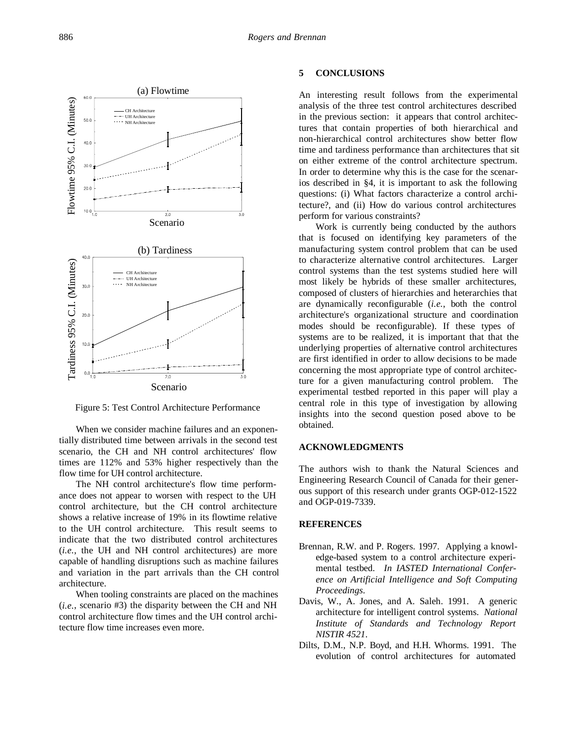(a) Flowtime

Flowtime 95% C.I. (Minutes)

60.0

50.0

40.0

30.0

20.0

10.0

1.0

2.0

3.0

Scenario

CH Architecture
UH Architecture
NH Architecture

(b) Tardiness

Tardiness 95% C.I. (Minutes)

40.0

30.0

20.0

10.0

0.0

1.0

2.0

3.0

Scenario

CH Architecture
UH Architecture
NH Architecture

Figure 5: Test Control Architecture Performance

When we consider machine failures and an exponentially distributed time between arrivals in the second test scenario, the CH and NH control architectures' flow times are 112% and 53% higher respectively than the flow time for UH control architecture.

The NH control architecture's flow time performance does not appear to worsen with respect to the UH control architecture, but the CH control architecture shows a relative increase of 19% in its flowtime relative to the UH control architecture. This result seems to indicate that the two distributed control architectures (*i.e.*, the UH and NH control architectures) are more capable of handling disruptions such as machine failures and variation in the part arrivals than the CH control architecture.

When tooling constraints are placed on the machines (*i.e.*, scenario #3) the disparity between the CH and NH control architecture flow times and the UH control architecture flow time increases even more.

## 5 CONCLUSIONS

An interesting result follows from the experimental analysis of the three test control architectures described in the previous section: it appears that control architectures that contain properties of both hierarchical and non-hierarchical control architectures show better flow time and tardiness performance than architectures that sit on either extreme of the control architecture spectrum. In order to determine why this is the case for the scenarios described in §4, it is important to ask the following questions: (i) What factors characterize a control architecture?, and (ii) How do various control architectures perform for various constraints?

Work is currently being conducted by the authors that is focused on identifying key parameters of the manufacturing system control problem that can be used to characterize alternative control architectures. Larger control systems than the test systems studied here will most likely be hybrids of these smaller architectures, composed of clusters of hierarchies and heterarchies that are dynamically reconfigurable (*i.e.*, both the control architecture's organizational structure and coordination modes should be reconfigurable). If these types of systems are to be realized, it is important that that the underlying properties of alternative control architectures are first identified in order to allow decisions to be made concerning the most appropriate type of control architecture for a given manufacturing control problem. The experimental testbed reported in this paper will play a central role in this type of investigation by allowing insights into the second question posed above to be obtained.

## ACKNOWLEDGMENTS

The authors wish to thank the Natural Sciences and Engineering Research Council of Canada for their generous support of this research under grants OGP-012-1522 and OGP-019-7339.

## REFERENCES

Brennan, R.W. and P. Rogers. 1997. Applying a knowledge-based system to a control architecture experimental testbed. *In IASTED International Conference on Artificial Intelligence and Soft Computing Proceedings*.

Davis, W., A. Jones, and A. Saleh. 1991. A generic architecture for intelligent control systems. *National Institute of Standards and Technology Report NISTIR 4521*.

Dilts, D.M., N.P. Boyd, and H.H. Whorms. 1991. The evolution of control architectures for automated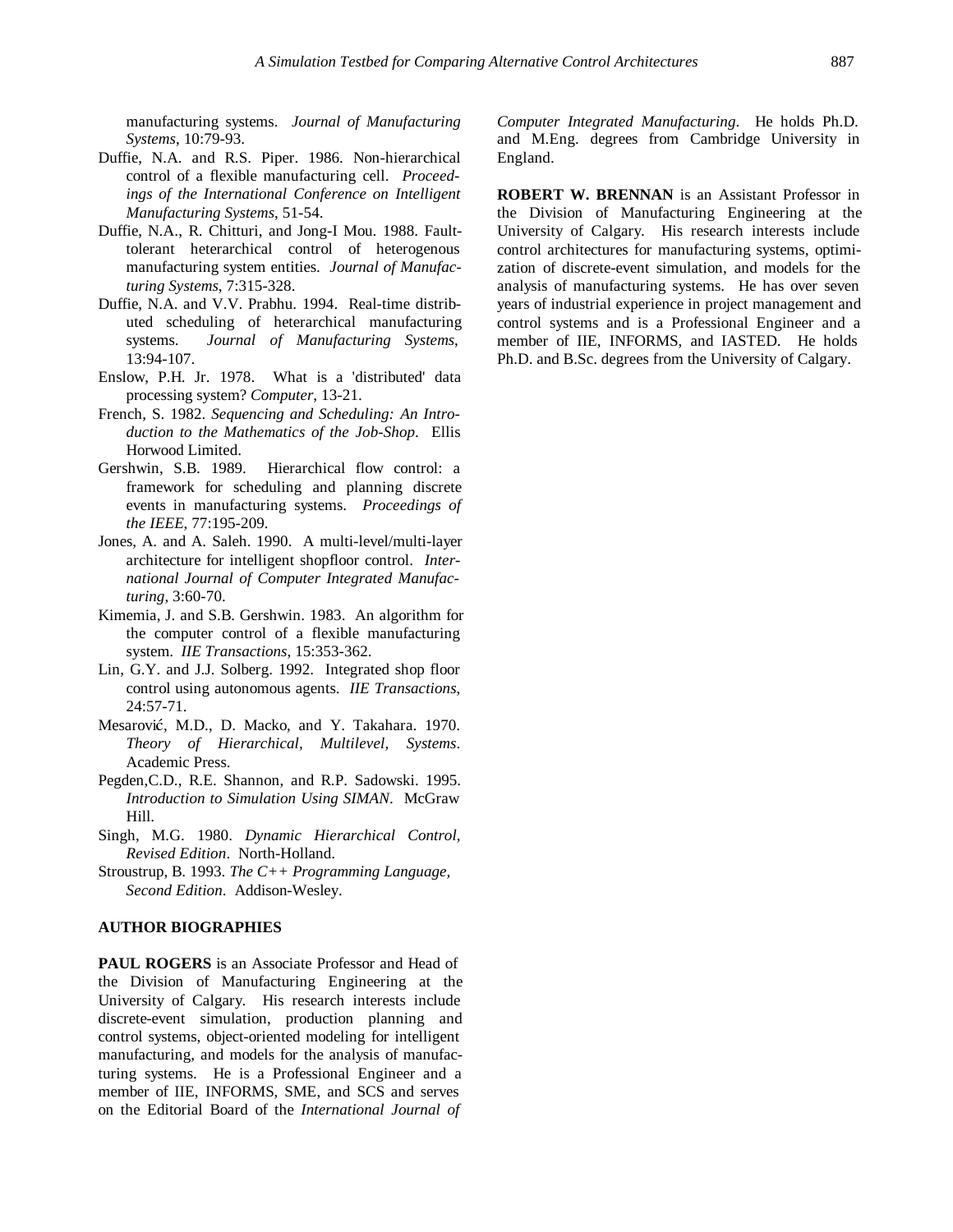manufacturing systems. *Journal of Manufacturing Systems*, 10:79-93.

Duffie, N.A. and R.S. Piper. 1986. Non-hierarchical control of a flexible manufacturing cell. *Proceedings of the International Conference on Intelligent Manufacturing Systems*, 51-54.

Duffie, N.A., R. Chitturi, and Jong-I Mou. 1988. Fault-tolerant heterarchical control of heterogenous manufacturing system entities. *Journal of Manufacturing Systems*, 7:315-328.

Duffie, N.A. and V.V. Prabhu. 1994. Real-time distributed scheduling of heterarchical manufacturing systems. *Journal of Manufacturing Systems*, 13:94-107.

Enslow, P.H. Jr. 1978. What is a 'distributed' data processing system? *Computer*, 13-21.

French, S. 1982. *Sequencing and Scheduling: An Introduction to the Mathematics of the Job-Shop*. Ellis Horwood Limited.

Gershwin, S.B. 1989. Hierarchical flow control: a framework for scheduling and planning discrete events in manufacturing systems. *Proceedings of the IEEE*, 77:195-209.

Jones, A. and A. Saleh. 1990. A multi-level/multi-layer architecture for intelligent shopfloor control. *International Journal of Computer Integrated Manufacturing*, 3:60-70.

Kimemia, J. and S.B. Gershwin. 1983. An algorithm for the computer control of a flexible manufacturing system. *IIE Transactions*, 15:353-362.

Lin, G.Y. and J.J. Solberg. 1992. Integrated shop floor control using autonomous agents. *IIE Transactions*, 24:57-71.

Mesarović, M.D., D. Macko, and Y. Takahara. 1970. *Theory of Hierarchical, Multilevel, Systems*. Academic Press.

Pegden,C.D., R.E. Shannon, and R.P. Sadowski. 1995. *Introduction to Simulation Using SIMAN*. McGraw Hill.

Singh, M.G. 1980. *Dynamic Hierarchical Control, Revised Edition*. North-Holland.

Stroustrup, B. 1993. *The C++ Programming Language, Second Edition*. Addison-Wesley.

## AUTHOR BIOGRAPHIES

**PAUL ROGERS** is an Associate Professor and Head of the Division of Manufacturing Engineering at the University of Calgary. His research interests include discrete-event simulation, production planning and control systems, object-oriented modeling for intelligent manufacturing, and models for the analysis of manufacturing systems. He is a Professional Engineer and a member of IIE, INFORMS, SME, and SCS and serves on the Editorial Board of the *International Journal of Computer Integrated Manufacturing*. He holds Ph.D. and M.Eng. degrees from Cambridge University in England.

**ROBERT W. BRENNAN** is an Assistant Professor in the Division of Manufacturing Engineering at the University of Calgary. His research interests include control architectures for manufacturing systems, optimization of discrete-event simulation, and models for the analysis of manufacturing systems. He has over seven years of industrial experience in project management and control systems and is a Professional Engineer and a member of IIE, INFORMS, and IASTED. He holds Ph.D. and B.Sc. degrees from the University of Calgary.